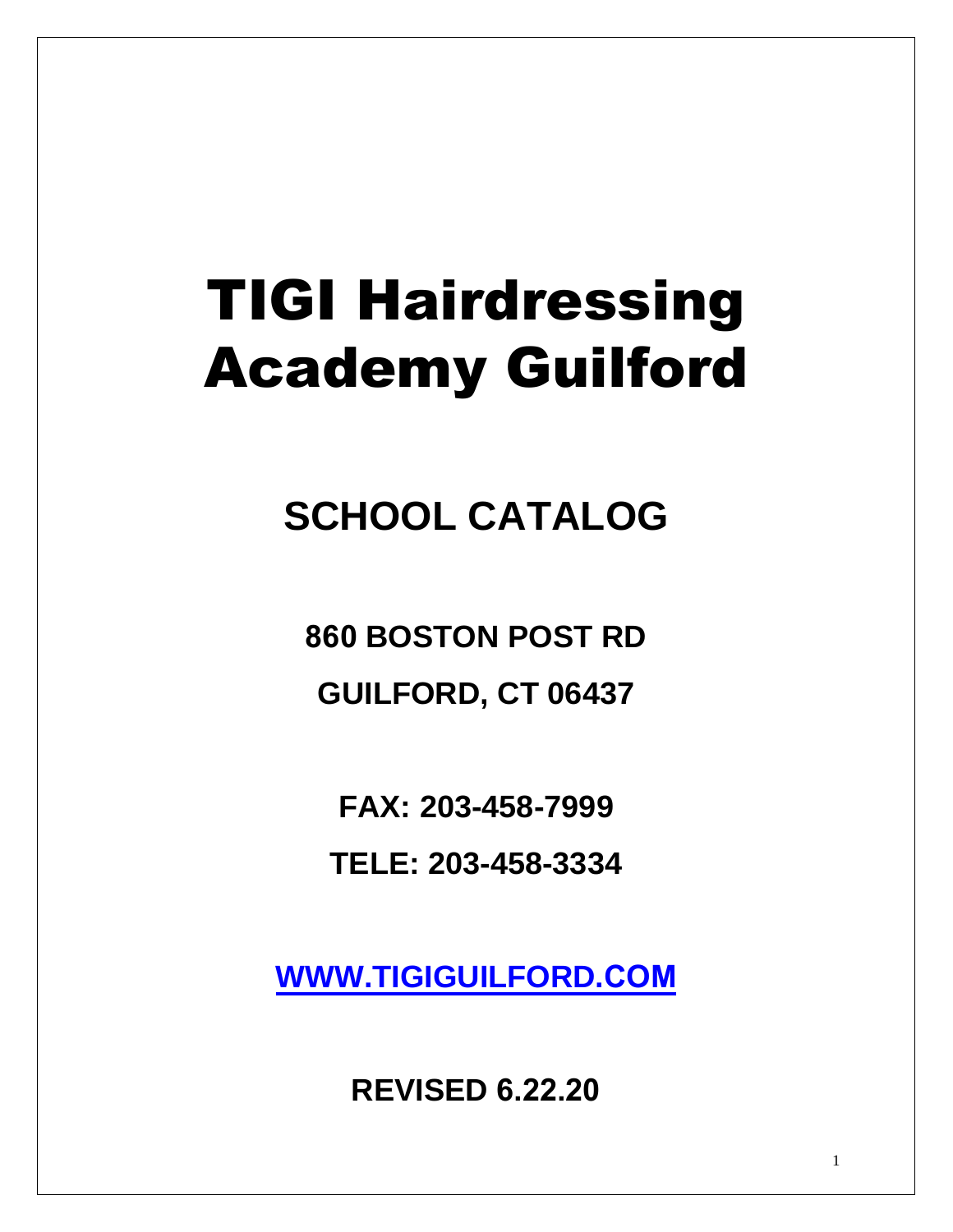# TIGI Hairdressing Academy Guilford

## SCHOOL CATALOG

**860 BOSTON POST RD**

**GUILFORD, CT 06437**

**FAX: 203-458-7999**

**TELE: 203-458-3334**

**[WWW.TIGIGUILFORD.COM](http://WWW.TIGIGUILFORD.COM)**

**REVISED 6.22.20**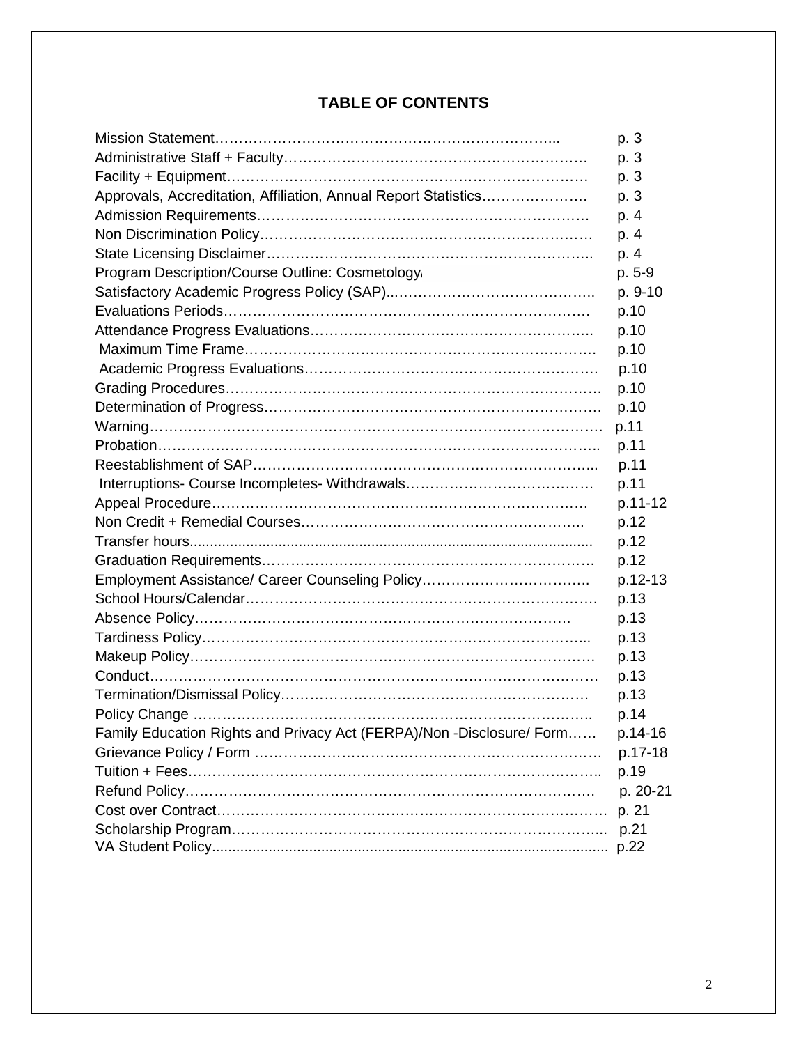## TABLE OF CONTENTS

| | |
|---|---|
| Mission Statement | p. 3 |
| Administrative Staff + Faculty | p. 3 |
| Facility + Equipment | p. 3 |
| Approvals, Accreditation, Affiliation, Annual Report Statistics | p. 3 |
| Admission Requirements | p. 4 |
| Non Discrimination Policy | p. 4 |
| State Licensing Disclaimer | p. 4 |
| Program Description/Course Outline: Cosmetology/ | p. 5-9 |
| Satisfactory Academic Progress Policy (SAP) | p. 9-10 |
| Evaluations Periods | p.10 |
| Attendance Progress Evaluations | p.10 |
| Maximum Time Frame | p.10 |
| Academic Progress Evaluations | p.10 |
| Grading Procedures | p.10 |
| Determination of Progress | p.10 |
| Warning | p.11 |
| Probation | p.11 |
| Reestablishment of SAP | p.11 |
| Interruptions- Course Incompletes- Withdrawals | p.11 |
| Appeal Procedure | p.11-12 |
| Non Credit + Remedial Courses | p.12 |
| Transfer hours | p.12 |
| Graduation Requirements | p.12 |
| Employment Assistance/ Career Counseling Policy | p.12-13 |
| School Hours/Calendar | p.13 |
| Absence Policy | p.13 |
| Tardiness Policy | p.13 |
| Makeup Policy | p.13 |
| Conduct | p.13 |
| Termination/Dismissal Policy | p.13 |
| Policy Change | p.14 |
| Family Education Rights and Privacy Act (FERPA)/Non -Disclosure/ Form | p.14-16 |
| Grievance Policy / Form | p.17-18 |
| Tuition + Fees | p.19 |
| Refund Policy | p. 20-21 |
| Cost over Contract | p. 21 |
| Scholarship Program | p.21 |
| VA Student Policy | p.22 |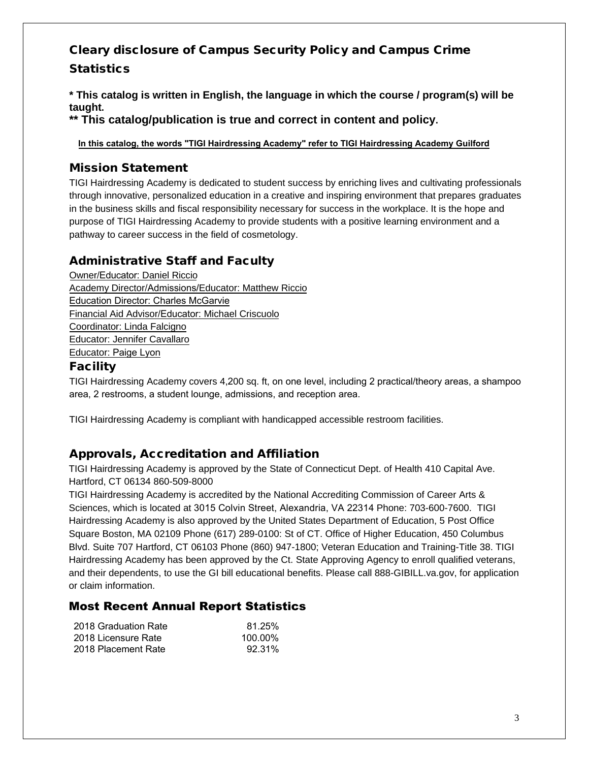## Cleary disclosure of Campus Security Policy and Campus Crime Statistics

**\* This catalog is written in English, the language in which the course / program(s) will be taught.**

**\*\* This catalog/publication is true and correct in content and policy.**

**In this catalog, the words "TIGI Hairdressing Academy" refer to TIGI Hairdressing Academy Guilford**

## Mission Statement

TIGI Hairdressing Academy is dedicated to student success by enriching lives and cultivating professionals through innovative, personalized education in a creative and inspiring environment that prepares graduates in the business skills and fiscal responsibility necessary for success in the workplace. It is the hope and purpose of TIGI Hairdressing Academy to provide students with a positive learning environment and a pathway to career success in the field of cosmetology.

## Administrative Staff and Faculty

Owner/Educator: Daniel Riccio
Academy Director/Admissions/Educator: Matthew Riccio
Education Director: Charles McGarvie
Financial Aid Advisor/Educator: Michael Criscuolo
Coordinator: Linda Falcigno
Educator: Jennifer Cavallaro
Educator: Paige Lyon

## Facility

TIGI Hairdressing Academy covers 4,200 sq. ft, on one level, including 2 practical/theory areas, a shampoo area, 2 restrooms, a student lounge, admissions, and reception area.

TIGI Hairdressing Academy is compliant with handicapped accessible restroom facilities.

## Approvals, Accreditation and Affiliation

TIGI Hairdressing Academy is approved by the State of Connecticut Dept. of Health 410 Capital Ave. Hartford, CT 06134 860-509-8000
TIGI Hairdressing Academy is accredited by the National Accrediting Commission of Career Arts & Sciences, which is located at 3015 Colvin Street, Alexandria, VA 22314 Phone: 703-600-7600. TIGI Hairdressing Academy is also approved by the United States Department of Education, 5 Post Office Square Boston, MA 02109 Phone (617) 289-0100: St of CT. Office of Higher Education, 450 Columbus Blvd. Suite 707 Hartford, CT 06103 Phone (860) 947-1800; Veteran Education and Training-Title 38. TIGI Hairdressing Academy has been approved by the Ct. State Approving Agency to enroll qualified veterans, and their dependents, to use the GI bill educational benefits. Please call 888-GIBILL.va.gov, for application or claim information.

## Most Recent Annual Report Statistics

| | |
|---|---|
| 2018 Graduation Rate | 81.25% |
| 2018 Licensure Rate | 100.00% |
| 2018 Placement Rate | 92.31% |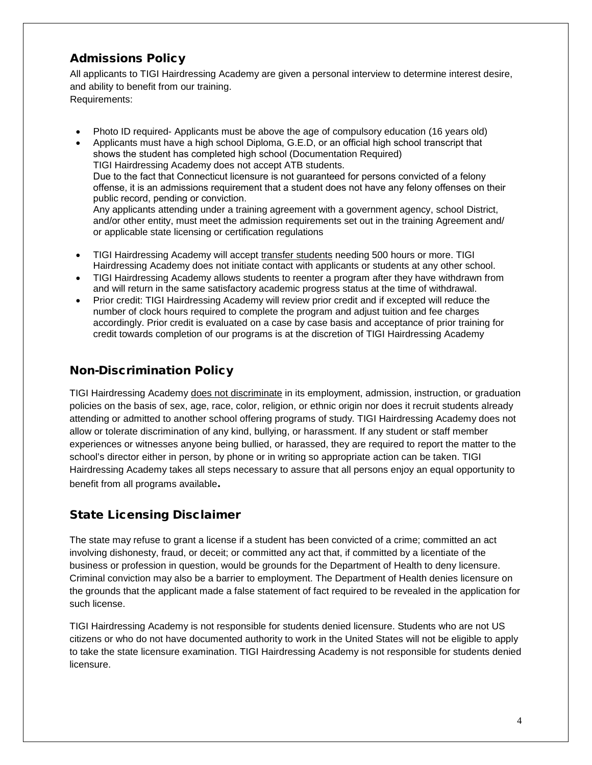## Admissions Policy

All applicants to TIGI Hairdressing Academy are given a personal interview to determine interest desire, and ability to benefit from our training.
Requirements:

- Photo ID required- Applicants must be above the age of compulsory education (16 years old)
- Applicants must have a high school Diploma, G.E.D, or an official high school transcript that shows the student has completed high school (Documentation Required)
  TIGI Hairdressing Academy does not accept ATB students.
  Due to the fact that Connecticut licensure is not guaranteed for persons convicted of a felony offense, it is an admissions requirement that a student does not have any felony offenses on their public record, pending or conviction.
  Any applicants attending under a training agreement with a government agency, school District, and/or other entity, must meet the admission requirements set out in the training Agreement and/ or applicable state licensing or certification regulations
- TIGI Hairdressing Academy will accept transfer students needing 500 hours or more. TIGI Hairdressing Academy does not initiate contact with applicants or students at any other school.
- TIGI Hairdressing Academy allows students to reenter a program after they have withdrawn from and will return in the same satisfactory academic progress status at the time of withdrawal.
- Prior credit: TIGI Hairdressing Academy will review prior credit and if excepted will reduce the number of clock hours required to complete the program and adjust tuition and fee charges accordingly. Prior credit is evaluated on a case by case basis and acceptance of prior training for credit towards completion of our programs is at the discretion of TIGI Hairdressing Academy

## Non-Discrimination Policy

TIGI Hairdressing Academy does not discriminate in its employment, admission, instruction, or graduation policies on the basis of sex, age, race, color, religion, or ethnic origin nor does it recruit students already attending or admitted to another school offering programs of study. TIGI Hairdressing Academy does not allow or tolerate discrimination of any kind, bullying, or harassment. If any student or staff member experiences or witnesses anyone being bullied, or harassed, they are required to report the matter to the school's director either in person, by phone or in writing so appropriate action can be taken. TIGI Hairdressing Academy takes all steps necessary to assure that all persons enjoy an equal opportunity to benefit from all programs available.

## State Licensing Disclaimer

The state may refuse to grant a license if a student has been convicted of a crime; committed an act involving dishonesty, fraud, or deceit; or committed any act that, if committed by a licentiate of the business or profession in question, would be grounds for the Department of Health to deny licensure. Criminal conviction may also be a barrier to employment. The Department of Health denies licensure on the grounds that the applicant made a false statement of fact required to be revealed in the application for such license.

TIGI Hairdressing Academy is not responsible for students denied licensure. Students who are not US citizens or who do not have documented authority to work in the United States will not be eligible to apply to take the state licensure examination. TIGI Hairdressing Academy is not responsible for students denied licensure.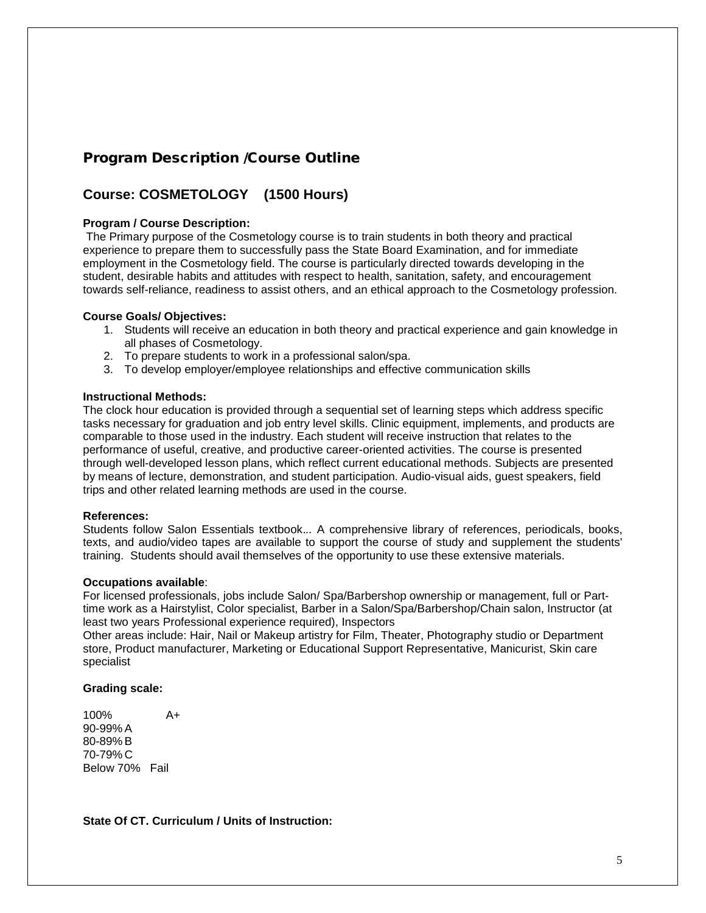## Program Description /Course Outline

## Course: COSMETOLOGY (1500 Hours)

**Program / Course Description:**

The Primary purpose of the Cosmetology course is to train students in both theory and practical experience to prepare them to successfully pass the State Board Examination, and for immediate employment in the Cosmetology field. The course is particularly directed towards developing in the student, desirable habits and attitudes with respect to health, sanitation, safety, and encouragement towards self-reliance, readiness to assist others, and an ethical approach to the Cosmetology profession.

**Course Goals/ Objectives:**

1. Students will receive an education in both theory and practical experience and gain knowledge in all phases of Cosmetology.
2. To prepare students to work in a professional salon/spa.
3. To develop employer/employee relationships and effective communication skills

**Instructional Methods:**

The clock hour education is provided through a sequential set of learning steps which address specific tasks necessary for graduation and job entry level skills. Clinic equipment, implements, and products are comparable to those used in the industry. Each student will receive instruction that relates to the performance of useful, creative, and productive career-oriented activities. The course is presented through well-developed lesson plans, which reflect current educational methods. Subjects are presented by means of lecture, demonstration, and student participation. Audio-visual aids, guest speakers, field trips and other related learning methods are used in the course.

**References:**

Students follow Salon Essentials textbook... A comprehensive library of references, periodicals, books, texts, and audio/video tapes are available to support the course of study and supplement the students' training. Students should avail themselves of the opportunity to use these extensive materials.

**Occupations available**:

For licensed professionals, jobs include Salon/ Spa/Barbershop ownership or management, full or Part-time work as a Hairstylist, Color specialist, Barber in a Salon/Spa/Barbershop/Chain salon, Instructor (at least two years Professional experience required), Inspectors

Other areas include: Hair, Nail or Makeup artistry for Film, Theater, Photography studio or Department store, Product manufacturer, Marketing or Educational Support Representative, Manicurist, Skin care specialist

**Grading scale:**

100% A+
90-99% A
80-89% B
70-79% C
Below 70% Fail

**State Of CT. Curriculum / Units of Instruction:**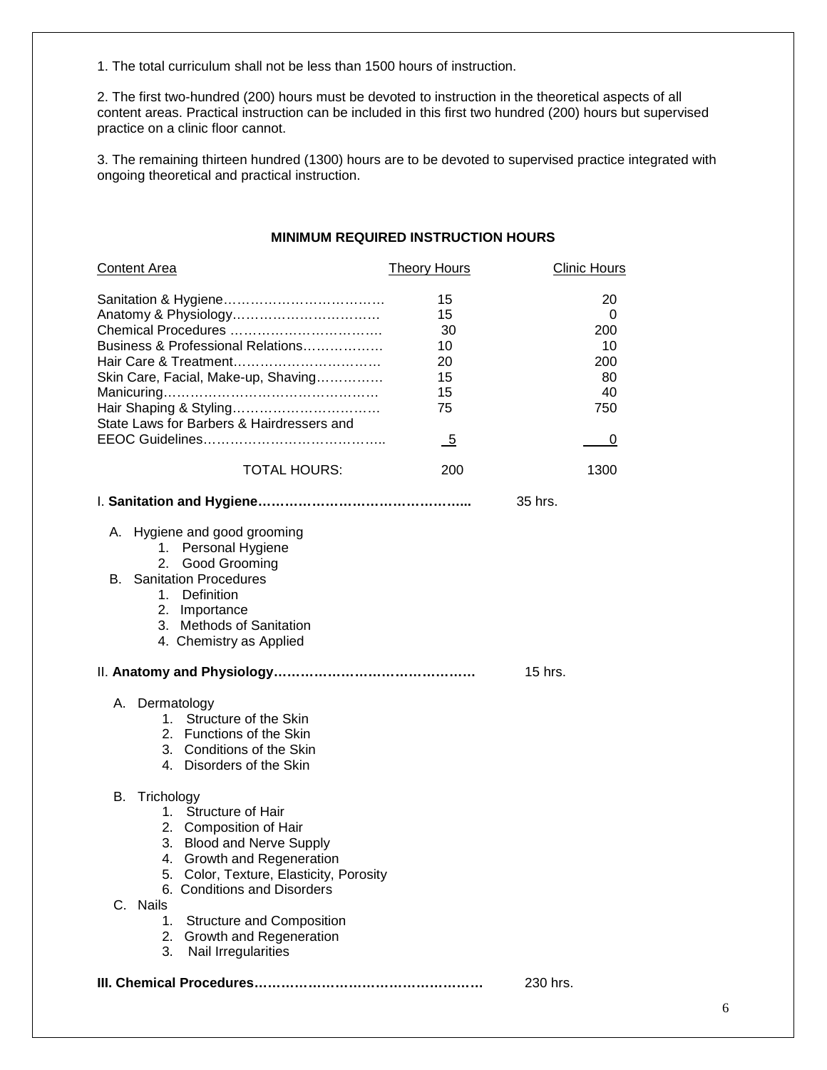1. The total curriculum shall not be less than 1500 hours of instruction.

2. The first two-hundred (200) hours must be devoted to instruction in the theoretical aspects of all content areas. Practical instruction can be included in this first two hundred (200) hours but supervised practice on a clinic floor cannot.

3. The remaining thirteen hundred (1300) hours are to be devoted to supervised practice integrated with ongoing theoretical and practical instruction.

## MINIMUM REQUIRED INSTRUCTION HOURS

| Content Area | Theory Hours | Clinic Hours |
|---|---|---|
| Sanitation & Hygiene | 15 | 20 |
| Anatomy & Physiology | 15 | 0 |
| Chemical Procedures | 30 | 200 |
| Business & Professional Relations | 10 | 10 |
| Hair Care & Treatment | 20 | 200 |
| Skin Care, Facial, Make-up, Shaving | 15 | 80 |
| Manicuring | 15 | 40 |
| Hair Shaping & Styling | 75 | 750 |
| State Laws for Barbers & Hairdressers and EEOC Guidelines | 5 | 0 |
| TOTAL HOURS: | 200 | 1300 |

I. **Sanitation and Hygiene** ........................................ 35 hrs.

- A. Hygiene and good grooming
  1. Personal Hygiene
  2. Good Grooming
- B. Sanitation Procedures
  1. Definition
  2. Importance
  3. Methods of Sanitation
  4. Chemistry as Applied

II. **Anatomy and Physiology** ........................................ 15 hrs.

- A. Dermatology
  1. Structure of the Skin
  2. Functions of the Skin
  3. Conditions of the Skin
  4. Disorders of the Skin
- B. Trichology
  1. Structure of Hair
  2. Composition of Hair
  3. Blood and Nerve Supply
  4. Growth and Regeneration
  5. Color, Texture, Elasticity, Porosity
  6. Conditions and Disorders
- C. Nails
  1. Structure and Composition
  2. Growth and Regeneration
  3. Nail Irregularities

**III. Chemical Procedures** ........................................ 230 hrs.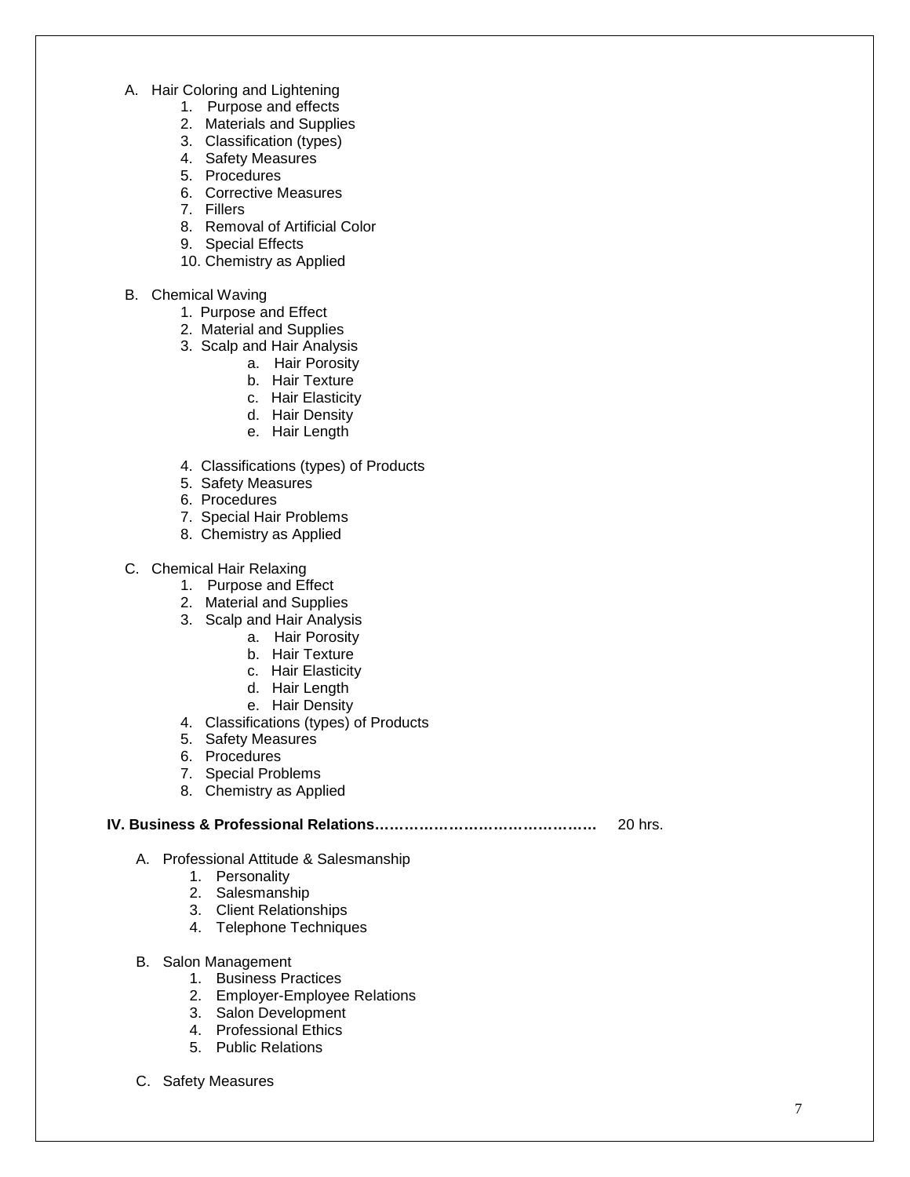A. Hair Coloring and Lightening
   1. Purpose and effects
   2. Materials and Supplies
   3. Classification (types)
   4. Safety Measures
   5. Procedures
   6. Corrective Measures
   7. Fillers
   8. Removal of Artificial Color
   9. Special Effects
   10. Chemistry as Applied

B. Chemical Waving
   1. Purpose and Effect
   2. Material and Supplies
   3. Scalp and Hair Analysis
      a. Hair Porosity
      b. Hair Texture
      c. Hair Elasticity
      d. Hair Density
      e. Hair Length
   4. Classifications (types) of Products
   5. Safety Measures
   6. Procedures
   7. Special Hair Problems
   8. Chemistry as Applied

C. Chemical Hair Relaxing
   1. Purpose and Effect
   2. Material and Supplies
   3. Scalp and Hair Analysis
      a. Hair Porosity
      b. Hair Texture
      c. Hair Elasticity
      d. Hair Length
      e. Hair Density
   4. Classifications (types) of Products
   5. Safety Measures
   6. Procedures
   7. Special Problems
   8. Chemistry as Applied

**IV. Business & Professional Relations……………………………………….** 20 hrs.

A. Professional Attitude & Salesmanship
   1. Personality
   2. Salesmanship
   3. Client Relationships
   4. Telephone Techniques

B. Salon Management
   1. Business Practices
   2. Employer-Employee Relations
   3. Salon Development
   4. Professional Ethics
   5. Public Relations

C. Safety Measures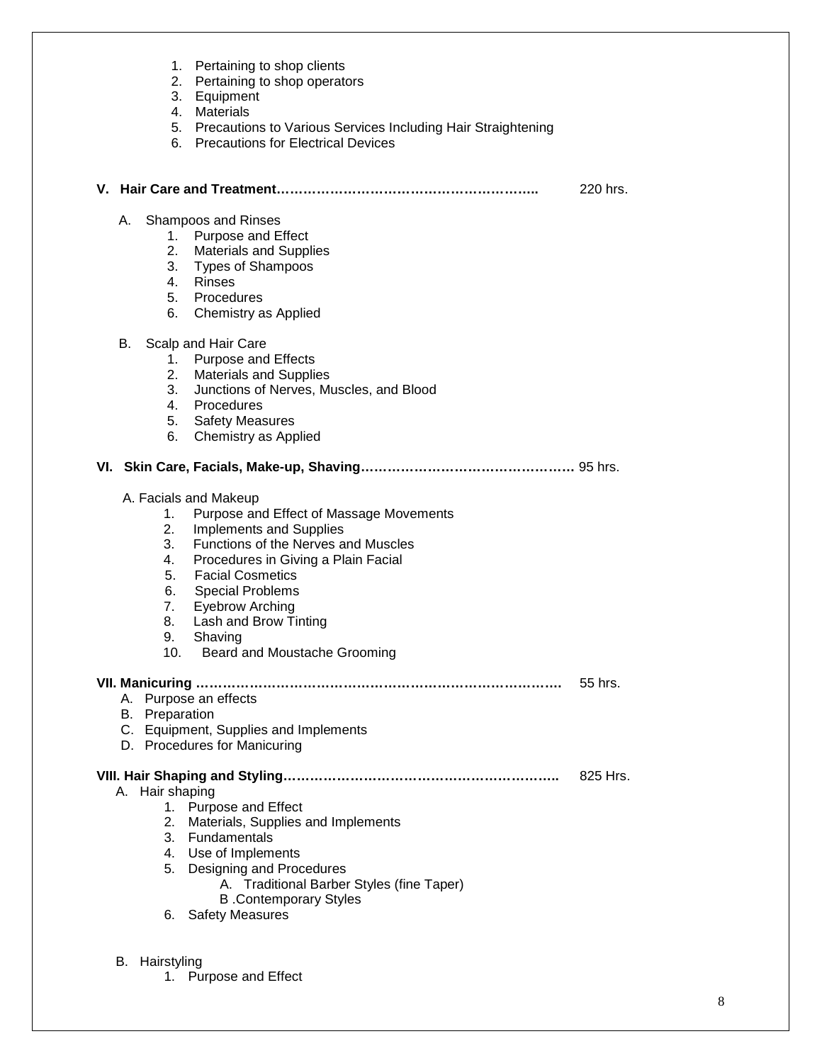1. Pertaining to shop clients
2. Pertaining to shop operators
3. Equipment
4. Materials
5. Precautions to Various Services Including Hair Straightening
6. Precautions for Electrical Devices

**V. Hair Care and Treatment…………………………………………………..** 220 hrs.

A. Shampoos and Rinses
   1. Purpose and Effect
   2. Materials and Supplies
   3. Types of Shampoos
   4. Rinses
   5. Procedures
   6. Chemistry as Applied

B. Scalp and Hair Care
   1. Purpose and Effects
   2. Materials and Supplies
   3. Junctions of Nerves, Muscles, and Blood
   4. Procedures
   5. Safety Measures
   6. Chemistry as Applied

**VI. Skin Care, Facials, Make-up, Shaving…………………………………………** 95 hrs.

A. Facials and Makeup
   1. Purpose and Effect of Massage Movements
   2. Implements and Supplies
   3. Functions of the Nerves and Muscles
   4. Procedures in Giving a Plain Facial
   5. Facial Cosmetics
   6. Special Problems
   7. Eyebrow Arching
   8. Lash and Brow Tinting
   9. Shaving
   10. Beard and Moustache Grooming

**VII. Manicuring ……………………………………………………………………….** 55 hrs.

A. Purpose an effects
B. Preparation
C. Equipment, Supplies and Implements
D. Procedures for Manicuring

**VIII. Hair Shaping and Styling…………………………………………………….** 825 Hrs.

A. Hair shaping
   1. Purpose and Effect
   2. Materials, Supplies and Implements
   3. Fundamentals
   4. Use of Implements
   5. Designing and Procedures
      A. Traditional Barber Styles (fine Taper)
      B .Contemporary Styles
   6. Safety Measures

B. Hairstyling
   1. Purpose and Effect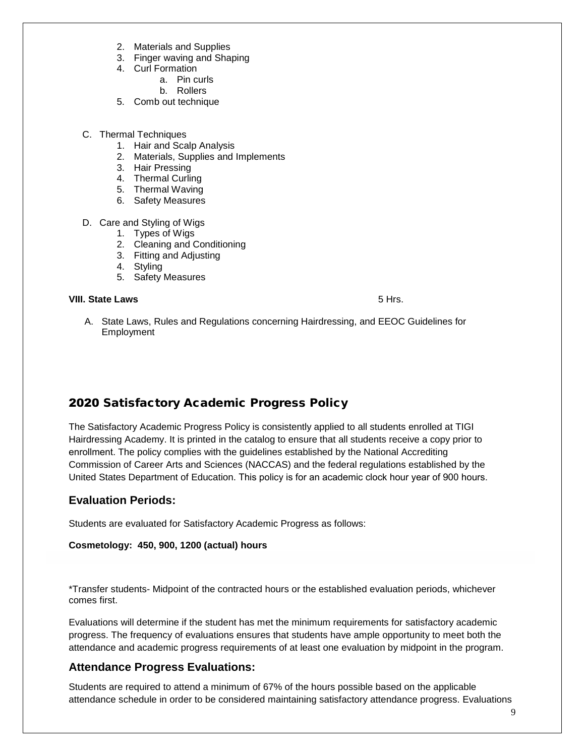2. Materials and Supplies
3. Finger waving and Shaping
4. Curl Formation
    a. Pin curls
    b. Rollers
5. Comb out technique

C. Thermal Techniques
    1. Hair and Scalp Analysis
    2. Materials, Supplies and Implements
    3. Hair Pressing
    4. Thermal Curling
    5. Thermal Waving
    6. Safety Measures

D. Care and Styling of Wigs
    1. Types of Wigs
    2. Cleaning and Conditioning
    3. Fitting and Adjusting
    4. Styling
    5. Safety Measures

**VIII. State Laws** 5 Hrs.

A. State Laws, Rules and Regulations concerning Hairdressing, and EEOC Guidelines for Employment

## 2020 Satisfactory Academic Progress Policy

The Satisfactory Academic Progress Policy is consistently applied to all students enrolled at TIGI Hairdressing Academy. It is printed in the catalog to ensure that all students receive a copy prior to enrollment. The policy complies with the guidelines established by the National Accrediting Commission of Career Arts and Sciences (NACCAS) and the federal regulations established by the United States Department of Education. This policy is for an academic clock hour year of 900 hours.

### Evaluation Periods:

Students are evaluated for Satisfactory Academic Progress as follows:

**Cosmetology: 450, 900, 1200 (actual) hours**

*Transfer students- Midpoint of the contracted hours or the established evaluation periods, whichever comes first.

Evaluations will determine if the student has met the minimum requirements for satisfactory academic progress. The frequency of evaluations ensures that students have ample opportunity to meet both the attendance and academic progress requirements of at least one evaluation by midpoint in the program.

### Attendance Progress Evaluations:

Students are required to attend a minimum of 67% of the hours possible based on the applicable attendance schedule in order to be considered maintaining satisfactory attendance progress. Evaluations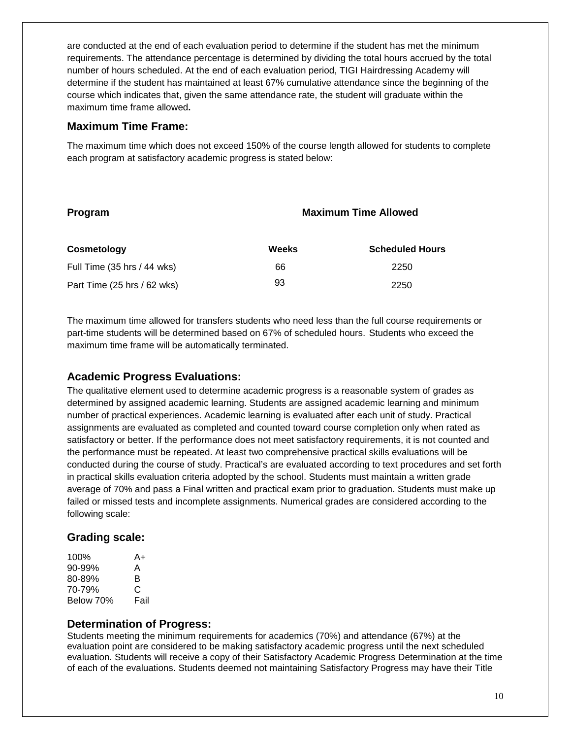are conducted at the end of each evaluation period to determine if the student has met the minimum requirements. The attendance percentage is determined by dividing the total hours accrued by the total number of hours scheduled. At the end of each evaluation period, TIGI Hairdressing Academy will determine if the student has maintained at least 67% cumulative attendance since the beginning of the course which indicates that, given the same attendance rate, the student will graduate within the maximum time frame allowed**.**

## Maximum Time Frame:

The maximum time which does not exceed 150% of the course length allowed for students to complete each program at satisfactory academic progress is stated below:

| **Program** | **Maximum Time Allowed** | |
|---|---|---|
| **Cosmetology** | **Weeks** | **Scheduled Hours** |
| Full Time (35 hrs / 44 wks) | 66 | 2250 |
| Part Time (25 hrs / 62 wks) | 93 | 2250 |

The maximum time allowed for transfers students who need less than the full course requirements or part-time students will be determined based on 67% of scheduled hours. Students who exceed the maximum time frame will be automatically terminated.

## Academic Progress Evaluations:

The qualitative element used to determine academic progress is a reasonable system of grades as determined by assigned academic learning. Students are assigned academic learning and minimum number of practical experiences. Academic learning is evaluated after each unit of study. Practical assignments are evaluated as completed and counted toward course completion only when rated as satisfactory or better. If the performance does not meet satisfactory requirements, it is not counted and the performance must be repeated. At least two comprehensive practical skills evaluations will be conducted during the course of study. Practical's are evaluated according to text procedures and set forth in practical skills evaluation criteria adopted by the school. Students must maintain a written grade average of 70% and pass a Final written and practical exam prior to graduation. Students must make up failed or missed tests and incomplete assignments. Numerical grades are considered according to the following scale:

## Grading scale:

| | |
|---|---|
| 100% | A+ |
| 90-99% | A |
| 80-89% | B |
| 70-79% | C |
| Below 70% | Fail |

## Determination of Progress:

Students meeting the minimum requirements for academics (70%) and attendance (67%) at the evaluation point are considered to be making satisfactory academic progress until the next scheduled evaluation. Students will receive a copy of their Satisfactory Academic Progress Determination at the time of each of the evaluations. Students deemed not maintaining Satisfactory Progress may have their Title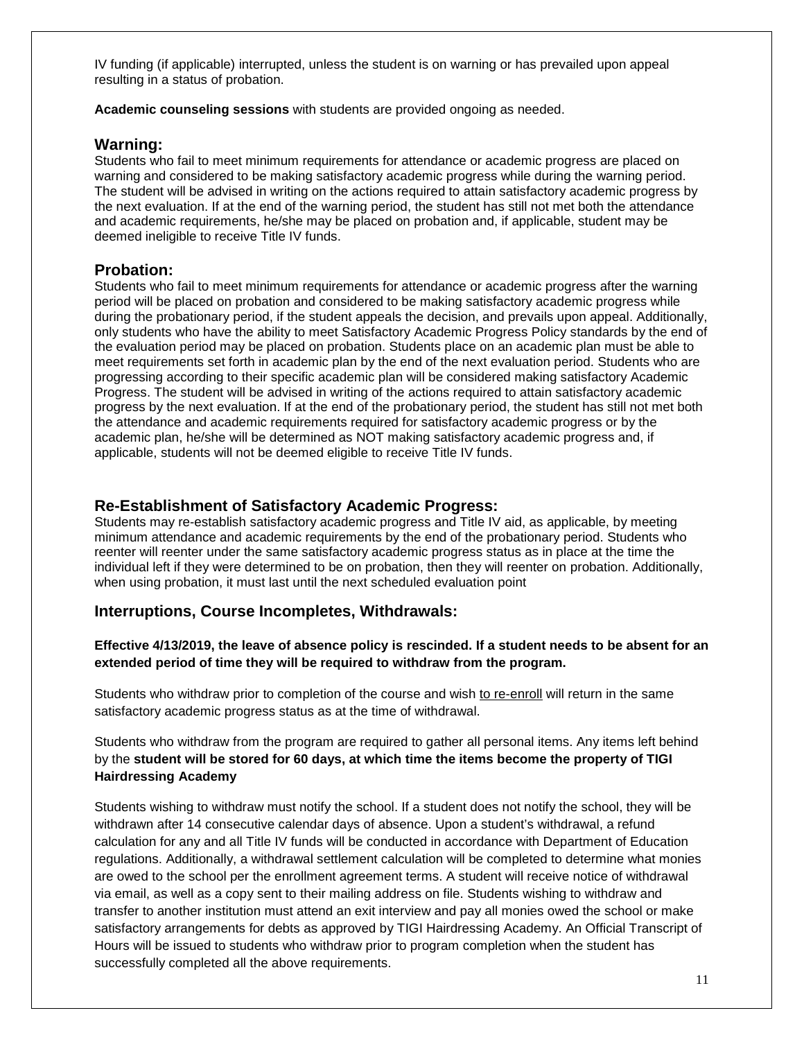IV funding (if applicable) interrupted, unless the student is on warning or has prevailed upon appeal resulting in a status of probation.

**Academic counseling sessions** with students are provided ongoing as needed.

## Warning:

Students who fail to meet minimum requirements for attendance or academic progress are placed on warning and considered to be making satisfactory academic progress while during the warning period. The student will be advised in writing on the actions required to attain satisfactory academic progress by the next evaluation. If at the end of the warning period, the student has still not met both the attendance and academic requirements, he/she may be placed on probation and, if applicable, student may be deemed ineligible to receive Title IV funds.

## Probation:

Students who fail to meet minimum requirements for attendance or academic progress after the warning period will be placed on probation and considered to be making satisfactory academic progress while during the probationary period, if the student appeals the decision, and prevails upon appeal. Additionally, only students who have the ability to meet Satisfactory Academic Progress Policy standards by the end of the evaluation period may be placed on probation. Students place on an academic plan must be able to meet requirements set forth in academic plan by the end of the next evaluation period. Students who are progressing according to their specific academic plan will be considered making satisfactory Academic Progress. The student will be advised in writing of the actions required to attain satisfactory academic progress by the next evaluation. If at the end of the probationary period, the student has still not met both the attendance and academic requirements required for satisfactory academic progress or by the academic plan, he/she will be determined as NOT making satisfactory academic progress and, if applicable, students will not be deemed eligible to receive Title IV funds.

## Re-Establishment of Satisfactory Academic Progress:

Students may re-establish satisfactory academic progress and Title IV aid, as applicable, by meeting minimum attendance and academic requirements by the end of the probationary period. Students who reenter will reenter under the same satisfactory academic progress status as in place at the time the individual left if they were determined to be on probation, then they will reenter on probation. Additionally, when using probation, it must last until the next scheduled evaluation point

## Interruptions, Course Incompletes, Withdrawals:

**Effective 4/13/2019, the leave of absence policy is rescinded. If a student needs to be absent for an extended period of time they will be required to withdraw from the program.**

Students who withdraw prior to completion of the course and wish to re-enroll will return in the same satisfactory academic progress status as at the time of withdrawal.

Students who withdraw from the program are required to gather all personal items. Any items left behind by the **student will be stored for 60 days, at which time the items become the property of TIGI Hairdressing Academy**

Students wishing to withdraw must notify the school. If a student does not notify the school, they will be withdrawn after 14 consecutive calendar days of absence. Upon a student's withdrawal, a refund calculation for any and all Title IV funds will be conducted in accordance with Department of Education regulations. Additionally, a withdrawal settlement calculation will be completed to determine what monies are owed to the school per the enrollment agreement terms. A student will receive notice of withdrawal via email, as well as a copy sent to their mailing address on file. Students wishing to withdraw and transfer to another institution must attend an exit interview and pay all monies owed the school or make satisfactory arrangements for debts as approved by TIGI Hairdressing Academy. An Official Transcript of Hours will be issued to students who withdraw prior to program completion when the student has successfully completed all the above requirements.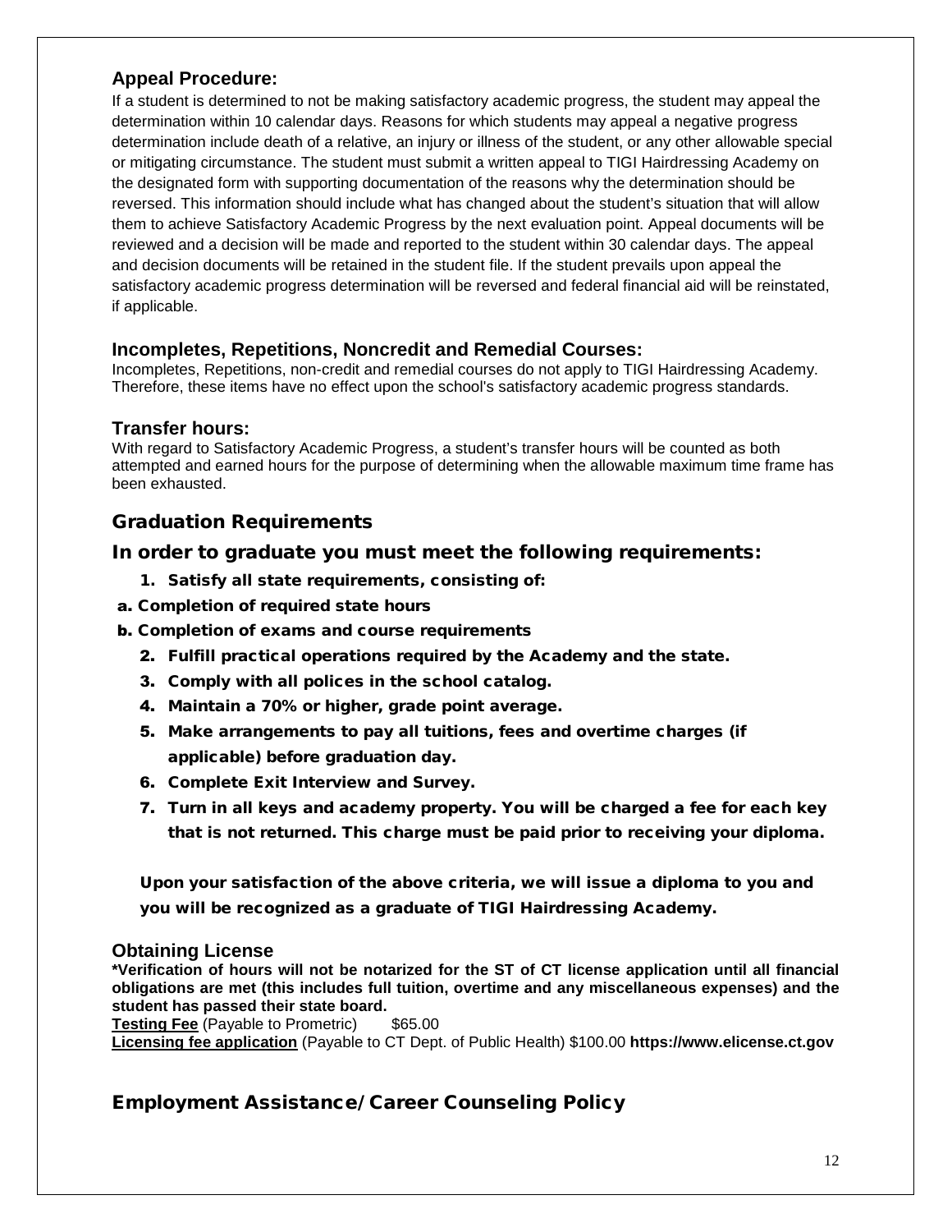### Appeal Procedure:

If a student is determined to not be making satisfactory academic progress, the student may appeal the determination within 10 calendar days. Reasons for which students may appeal a negative progress determination include death of a relative, an injury or illness of the student, or any other allowable special or mitigating circumstance. The student must submit a written appeal to TIGI Hairdressing Academy on the designated form with supporting documentation of the reasons why the determination should be reversed. This information should include what has changed about the student's situation that will allow them to achieve Satisfactory Academic Progress by the next evaluation point. Appeal documents will be reviewed and a decision will be made and reported to the student within 30 calendar days. The appeal and decision documents will be retained in the student file. If the student prevails upon appeal the satisfactory academic progress determination will be reversed and federal financial aid will be reinstated, if applicable.

### Incompletes, Repetitions, Noncredit and Remedial Courses:

Incompletes, Repetitions, non-credit and remedial courses do not apply to TIGI Hairdressing Academy. Therefore, these items have no effect upon the school's satisfactory academic progress standards.

### Transfer hours:

With regard to Satisfactory Academic Progress, a student's transfer hours will be counted as both attempted and earned hours for the purpose of determining when the allowable maximum time frame has been exhausted.

## Graduation Requirements

## In order to graduate you must meet the following requirements:

1. **Satisfy all state requirements, consisting of:**

**a. Completion of required state hours**

**b. Completion of exams and course requirements**

2. **Fulfill practical operations required by the Academy and the state.**
3. **Comply with all polices in the school catalog.**
4. **Maintain a 70% or higher, grade point average.**
5. **Make arrangements to pay all tuitions, fees and overtime charges (if applicable) before graduation day.**
6. **Complete Exit Interview and Survey.**
7. **Turn in all keys and academy property. You will be charged a fee for each key that is not returned. This charge must be paid prior to receiving your diploma.**

**Upon your satisfaction of the above criteria, we will issue a diploma to you and you will be recognized as a graduate of TIGI Hairdressing Academy.**

### Obtaining License

**\*Verification of hours will not be notarized for the ST of CT license application until all financial obligations are met (this includes full tuition, overtime and any miscellaneous expenses) and the student has passed their state board.**

**Testing Fee** (Payable to Prometric) $65.00

**Licensing fee application** (Payable to CT Dept. of Public Health) $100.00 **https://www.elicense.ct.gov**

## Employment Assistance/Career Counseling Policy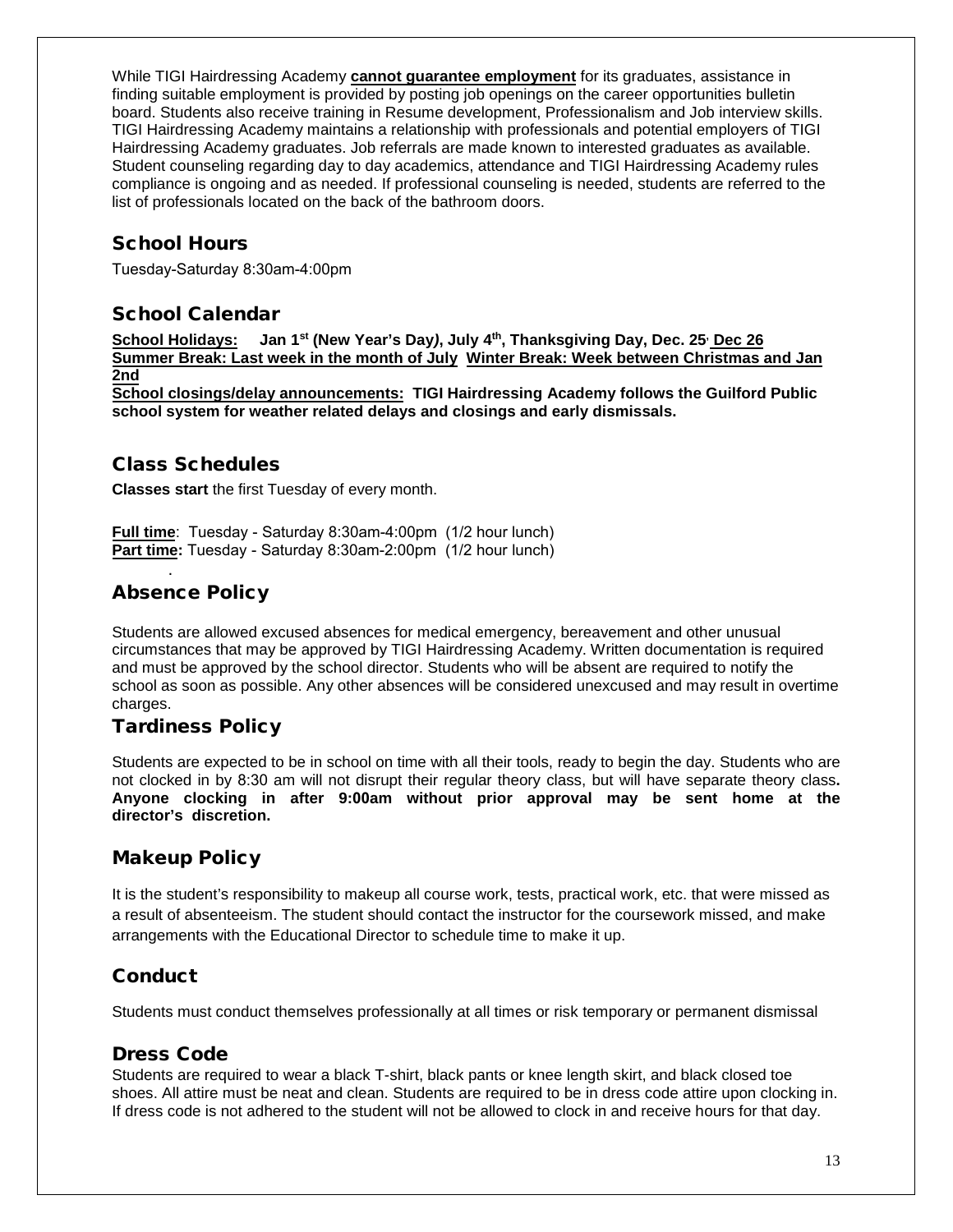While TIGI Hairdressing Academy **cannot guarantee employment** for its graduates, assistance in finding suitable employment is provided by posting job openings on the career opportunities bulletin board. Students also receive training in Resume development, Professionalism and Job interview skills. TIGI Hairdressing Academy maintains a relationship with professionals and potential employers of TIGI Hairdressing Academy graduates. Job referrals are made known to interested graduates as available. Student counseling regarding day to day academics, attendance and TIGI Hairdressing Academy rules compliance is ongoing and as needed. If professional counseling is needed, students are referred to the list of professionals located on the back of the bathroom doors.

## School Hours

Tuesday-Saturday 8:30am-4:00pm

## School Calendar

**School Holidays: Jan 1st (New Year's Day), July 4th, Thanksgiving Day, Dec. 25, Dec 26**
**Summer Break: Last week in the month of July Winter Break: Week between Christmas and Jan 2nd**
**School closings/delay announcements: TIGI Hairdressing Academy follows the Guilford Public school system for weather related delays and closings and early dismissals.**

## Class Schedules

**Classes start** the first Tuesday of every month.

**Full time**: Tuesday - Saturday 8:30am-4:00pm (1/2 hour lunch)
**Part time:** Tuesday - Saturday 8:30am-2:00pm (1/2 hour lunch)

## Absence Policy

Students are allowed excused absences for medical emergency, bereavement and other unusual circumstances that may be approved by TIGI Hairdressing Academy. Written documentation is required and must be approved by the school director. Students who will be absent are required to notify the school as soon as possible. Any other absences will be considered unexcused and may result in overtime charges.

## Tardiness Policy

Students are expected to be in school on time with all their tools, ready to begin the day. Students who are not clocked in by 8:30 am will not disrupt their regular theory class, but will have separate theory class**. Anyone clocking in after 9:00am without prior approval may be sent home at the director's discretion.**

## Makeup Policy

It is the student's responsibility to makeup all course work, tests, practical work, etc. that were missed as a result of absenteeism. The student should contact the instructor for the coursework missed, and make arrangements with the Educational Director to schedule time to make it up.

## Conduct

Students must conduct themselves professionally at all times or risk temporary or permanent dismissal

## Dress Code

Students are required to wear a black T-shirt, black pants or knee length skirt, and black closed toe shoes. All attire must be neat and clean. Students are required to be in dress code attire upon clocking in. If dress code is not adhered to the student will not be allowed to clock in and receive hours for that day.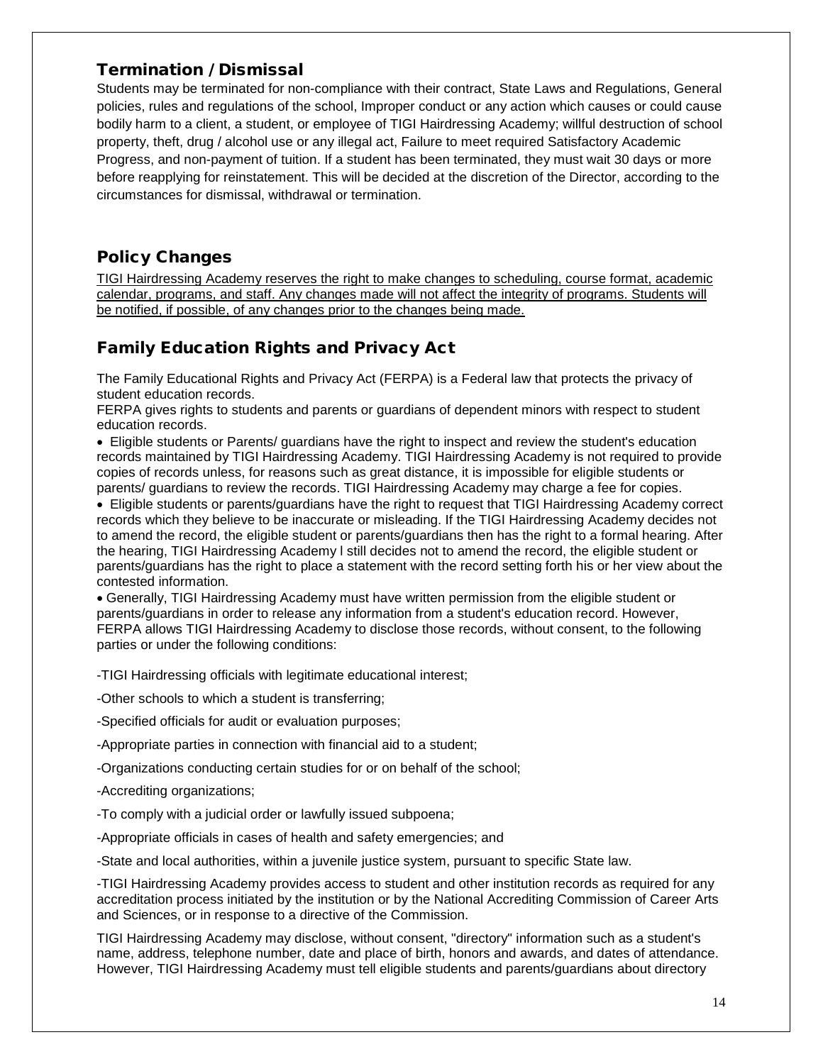## Termination / Dismissal

Students may be terminated for non-compliance with their contract, State Laws and Regulations, General policies, rules and regulations of the school, Improper conduct or any action which causes or could cause bodily harm to a client, a student, or employee of TIGI Hairdressing Academy; willful destruction of school property, theft, drug / alcohol use or any illegal act, Failure to meet required Satisfactory Academic Progress, and non-payment of tuition. If a student has been terminated, they must wait 30 days or more before reapplying for reinstatement. This will be decided at the discretion of the Director, according to the circumstances for dismissal, withdrawal or termination.

## Policy Changes

<u>TIGI Hairdressing Academy reserves the right to make changes to scheduling, course format, academic calendar, programs, and staff. Any changes made will not affect the integrity of programs. Students will be notified, if possible, of any changes prior to the changes being made.</u>

## Family Education Rights and Privacy Act

The Family Educational Rights and Privacy Act (FERPA) is a Federal law that protects the privacy of student education records.
FERPA gives rights to students and parents or guardians of dependent minors with respect to student education records.

- Eligible students or Parents/ guardians have the right to inspect and review the student's education records maintained by TIGI Hairdressing Academy. TIGI Hairdressing Academy is not required to provide copies of records unless, for reasons such as great distance, it is impossible for eligible students or parents/ guardians to review the records. TIGI Hairdressing Academy may charge a fee for copies.
- Eligible students or parents/guardians have the right to request that TIGI Hairdressing Academy correct records which they believe to be inaccurate or misleading. If the TIGI Hairdressing Academy decides not to amend the record, the eligible student or parents/guardians then has the right to a formal hearing. After the hearing, TIGI Hairdressing Academy l still decides not to amend the record, the eligible student or parents/guardians has the right to place a statement with the record setting forth his or her view about the contested information.
- Generally, TIGI Hairdressing Academy must have written permission from the eligible student or parents/guardians in order to release any information from a student's education record. However, FERPA allows TIGI Hairdressing Academy to disclose those records, without consent, to the following parties or under the following conditions:

-TIGI Hairdressing officials with legitimate educational interest;

-Other schools to which a student is transferring;

-Specified officials for audit or evaluation purposes;

-Appropriate parties in connection with financial aid to a student;

-Organizations conducting certain studies for or on behalf of the school;

-Accrediting organizations;

-To comply with a judicial order or lawfully issued subpoena;

-Appropriate officials in cases of health and safety emergencies; and

-State and local authorities, within a juvenile justice system, pursuant to specific State law.

-TIGI Hairdressing Academy provides access to student and other institution records as required for any accreditation process initiated by the institution or by the National Accrediting Commission of Career Arts and Sciences, or in response to a directive of the Commission.

TIGI Hairdressing Academy may disclose, without consent, "directory" information such as a student's name, address, telephone number, date and place of birth, honors and awards, and dates of attendance. However, TIGI Hairdressing Academy must tell eligible students and parents/guardians about directory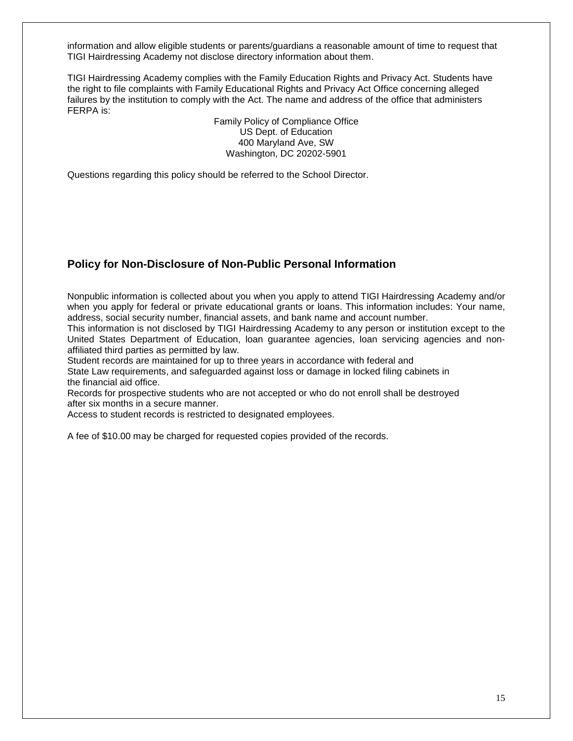information and allow eligible students or parents/guardians a reasonable amount of time to request that TIGI Hairdressing Academy not disclose directory information about them.

TIGI Hairdressing Academy complies with the Family Education Rights and Privacy Act. Students have the right to file complaints with Family Educational Rights and Privacy Act Office concerning alleged failures by the institution to comply with the Act. The name and address of the office that administers FERPA is:

Family Policy of Compliance Office
US Dept. of Education
400 Maryland Ave, SW
Washington, DC 20202-5901

Questions regarding this policy should be referred to the School Director.

## Policy for Non-Disclosure of Non-Public Personal Information

Nonpublic information is collected about you when you apply to attend TIGI Hairdressing Academy and/or when you apply for federal or private educational grants or loans. This information includes: Your name, address, social security number, financial assets, and bank name and account number.

This information is not disclosed by TIGI Hairdressing Academy to any person or institution except to the United States Department of Education, loan guarantee agencies, loan servicing agencies and non-affiliated third parties as permitted by law.

Student records are maintained for up to three years in accordance with federal and State Law requirements, and safeguarded against loss or damage in locked filing cabinets in the financial aid office.

Records for prospective students who are not accepted or who do not enroll shall be destroyed after six months in a secure manner.

Access to student records is restricted to designated employees.

A fee of $10.00 may be charged for requested copies provided of the records.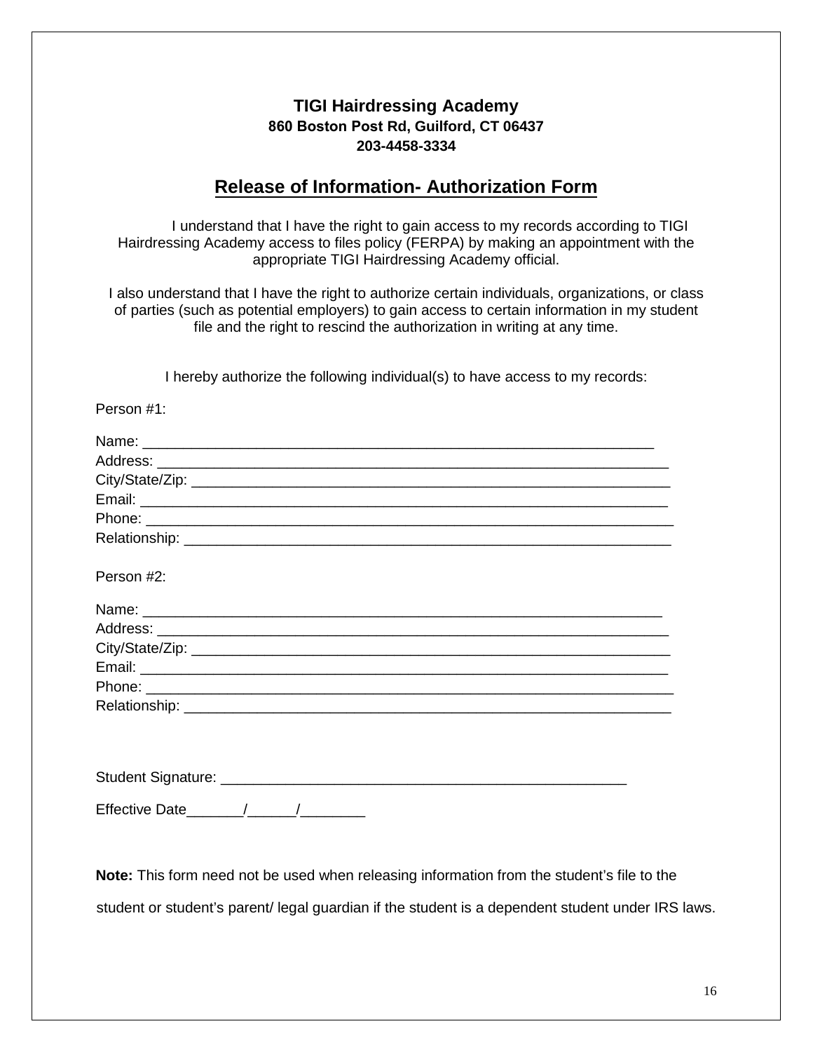**TIGI Hairdressing Academy**
**860 Boston Post Rd, Guilford, CT 06437**
**203-4458-3334**

## Release of Information- Authorization Form

I understand that I have the right to gain access to my records according to TIGI Hairdressing Academy access to files policy (FERPA) by making an appointment with the appropriate TIGI Hairdressing Academy official.

I also understand that I have the right to authorize certain individuals, organizations, or class of parties (such as potential employers) to gain access to certain information in my student file and the right to rescind the authorization in writing at any time.

I hereby authorize the following individual(s) to have access to my records:

Person #1:

Name: ________________________________________________________________
Address: ______________________________________________________________
City/State/Zip: _________________________________________________________
Email: ________________________________________________________________
Phone: ________________________________________________________________
Relationship: __________________________________________________________

Person #2:

Name: ________________________________________________________________
Address: ______________________________________________________________
City/State/Zip: _________________________________________________________
Email: ________________________________________________________________
Phone: ________________________________________________________________
Relationship: __________________________________________________________

Student Signature: _____________________________________________________

Effective Date_______/______/________

**Note:** This form need not be used when releasing information from the student's file to the student or student's parent/ legal guardian if the student is a dependent student under IRS laws.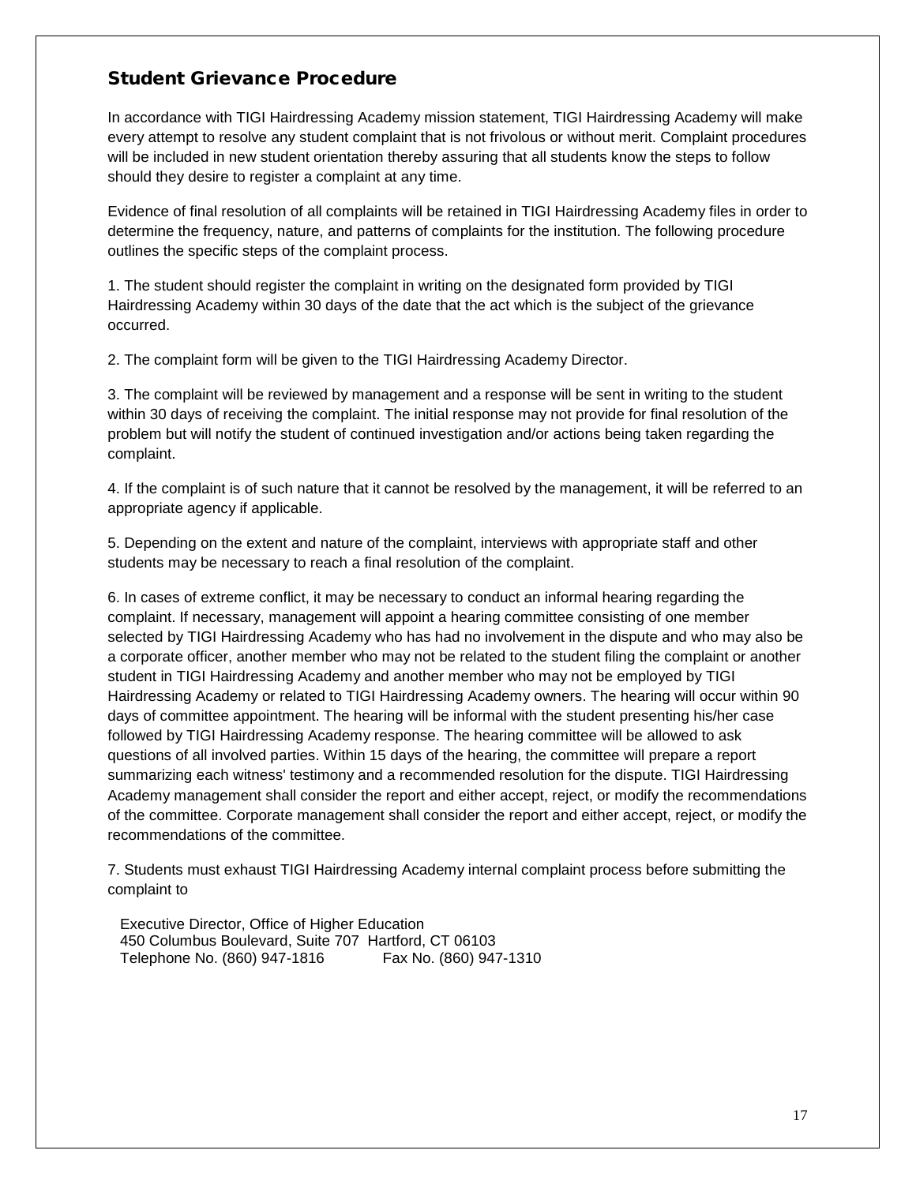## Student Grievance Procedure

In accordance with TIGI Hairdressing Academy mission statement, TIGI Hairdressing Academy will make every attempt to resolve any student complaint that is not frivolous or without merit. Complaint procedures will be included in new student orientation thereby assuring that all students know the steps to follow should they desire to register a complaint at any time.

Evidence of final resolution of all complaints will be retained in TIGI Hairdressing Academy files in order to determine the frequency, nature, and patterns of complaints for the institution. The following procedure outlines the specific steps of the complaint process.

1. The student should register the complaint in writing on the designated form provided by TIGI Hairdressing Academy within 30 days of the date that the act which is the subject of the grievance occurred.

2. The complaint form will be given to the TIGI Hairdressing Academy Director.

3. The complaint will be reviewed by management and a response will be sent in writing to the student within 30 days of receiving the complaint. The initial response may not provide for final resolution of the problem but will notify the student of continued investigation and/or actions being taken regarding the complaint.

4. If the complaint is of such nature that it cannot be resolved by the management, it will be referred to an appropriate agency if applicable.

5. Depending on the extent and nature of the complaint, interviews with appropriate staff and other students may be necessary to reach a final resolution of the complaint.

6. In cases of extreme conflict, it may be necessary to conduct an informal hearing regarding the complaint. If necessary, management will appoint a hearing committee consisting of one member selected by TIGI Hairdressing Academy who has had no involvement in the dispute and who may also be a corporate officer, another member who may not be related to the student filing the complaint or another student in TIGI Hairdressing Academy and another member who may not be employed by TIGI Hairdressing Academy or related to TIGI Hairdressing Academy owners. The hearing will occur within 90 days of committee appointment. The hearing will be informal with the student presenting his/her case followed by TIGI Hairdressing Academy response. The hearing committee will be allowed to ask questions of all involved parties. Within 15 days of the hearing, the committee will prepare a report summarizing each witness' testimony and a recommended resolution for the dispute. TIGI Hairdressing Academy management shall consider the report and either accept, reject, or modify the recommendations of the committee. Corporate management shall consider the report and either accept, reject, or modify the recommendations of the committee.

7. Students must exhaust TIGI Hairdressing Academy internal complaint process before submitting the complaint to

Executive Director, Office of Higher Education
450 Columbus Boulevard, Suite 707 Hartford, CT 06103
Telephone No. (860) 947-1816 Fax No. (860) 947-1310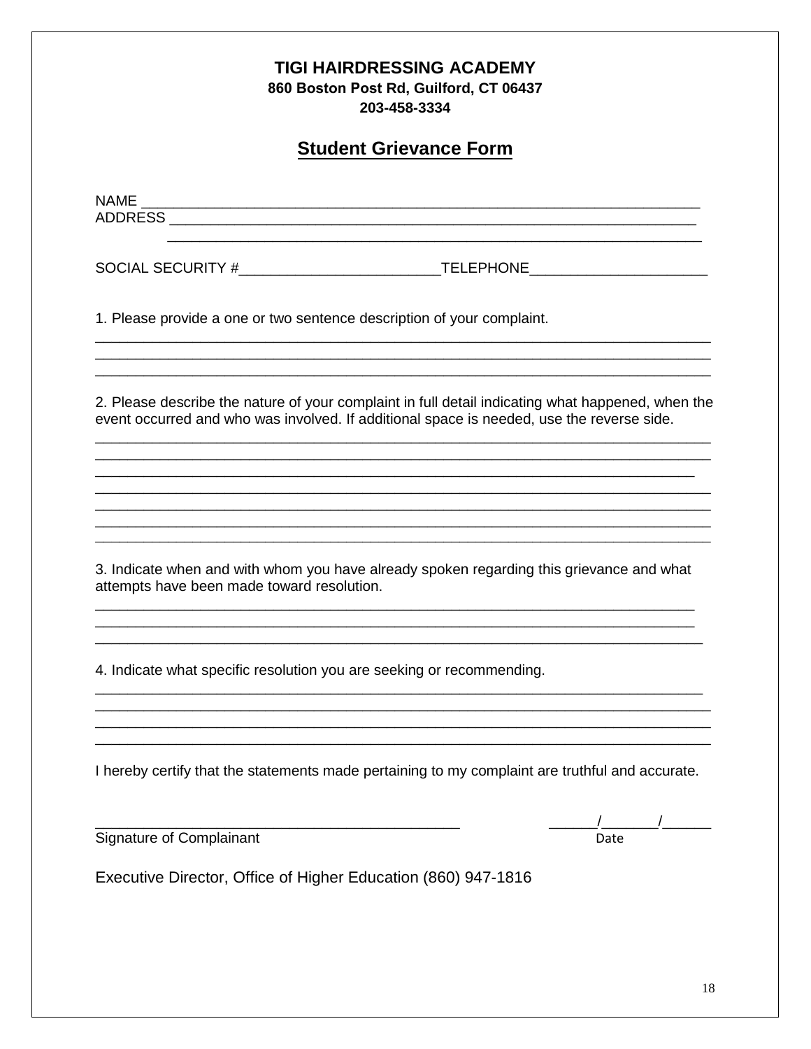**TIGI HAIRDRESSING ACADEMY**
**860 Boston Post Rd, Guilford, CT 06437**
**203-458-3334**

## Student Grievance Form

NAME ___________________________________________________________________

ADDRESS ________________________________________________________________

________________________________________________________________

SOCIAL SECURITY #_________________________TELEPHONE______________________

1. Please provide a one or two sentence description of your complaint.

_____________________________________________________________________________

_____________________________________________________________________________

_____________________________________________________________________________

2. Please describe the nature of your complaint in full detail indicating what happened, when the event occurred and who was involved. If additional space is needed, use the reverse side.

_____________________________________________________________________________

_____________________________________________________________________________

_____________________________________________________________________________

_____________________________________________________________________________

_____________________________________________________________________________

_____________________________________________________________________________

_____________________________________________________________________________

3. Indicate when and with whom you have already spoken regarding this grievance and what attempts have been made toward resolution.

_____________________________________________________________________________

_____________________________________________________________________________

_____________________________________________________________________________

4. Indicate what specific resolution you are seeking or recommending.

_____________________________________________________________________________

_____________________________________________________________________________

_____________________________________________________________________________

_____________________________________________________________________________

I hereby certify that the statements made pertaining to my complaint are truthful and accurate.

_____________________________________________ ______/_______/______

Signature of Complainant Date

Executive Director, Office of Higher Education (860) 947-1816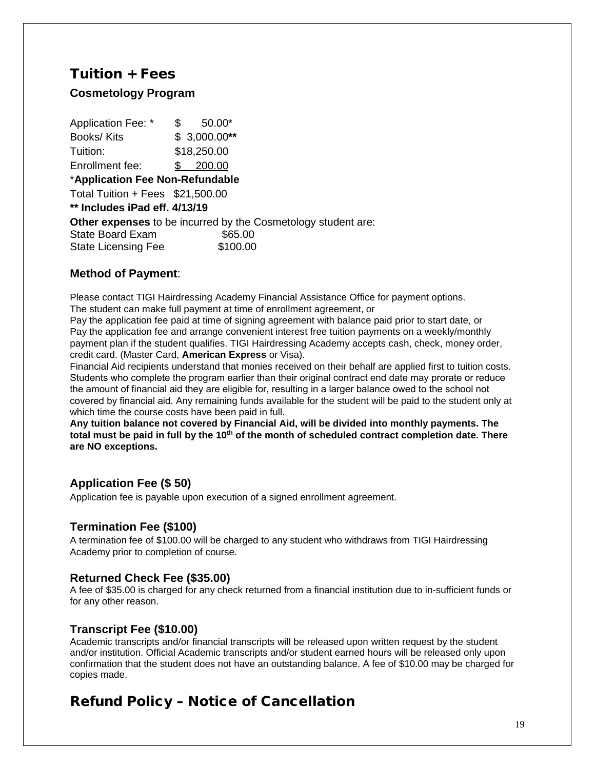## Tuition + Fees

### Cosmetology Program

Application Fee: * $ 50.00*
Books/ Kits $ 3,000.00**
Tuition: $18,250.00
Enrollment fee: $ 200.00

*__Application Fee Non-Refundable__

Total Tuition + Fees $21,500.00

**** Includes iPad eff. 4/13/19**

**Other expenses** to be incurred by the Cosmetology student are:
State Board Exam $65.00
State Licensing Fee $100.00

### Method of Payment:

Please contact TIGI Hairdressing Academy Financial Assistance Office for payment options.
The student can make full payment at time of enrollment agreement, or
Pay the application fee paid at time of signing agreement with balance paid prior to start date, or
Pay the application fee and arrange convenient interest free tuition payments on a weekly/monthly payment plan if the student qualifies. TIGI Hairdressing Academy accepts cash, check, money order, credit card. (Master Card, **American Express** or Visa).
Financial Aid recipients understand that monies received on their behalf are applied first to tuition costs. Students who complete the program earlier than their original contract end date may prorate or reduce the amount of financial aid they are eligible for, resulting in a larger balance owed to the school not covered by financial aid. Any remaining funds available for the student will be paid to the student only at which time the course costs have been paid in full.
**Any tuition balance not covered by Financial Aid, will be divided into monthly payments. The total must be paid in full by the 10th of the month of scheduled contract completion date. There are NO exceptions.**

### Application Fee ($ 50)

Application fee is payable upon execution of a signed enrollment agreement.

### Termination Fee ($100)

A termination fee of $100.00 will be charged to any student who withdraws from TIGI Hairdressing Academy prior to completion of course.

### Returned Check Fee ($35.00)

A fee of $35.00 is charged for any check returned from a financial institution due to in-sufficient funds or for any other reason.

### Transcript Fee ($10.00)

Academic transcripts and/or financial transcripts will be released upon written request by the student and/or institution. Official Academic transcripts and/or student earned hours will be released only upon confirmation that the student does not have an outstanding balance. A fee of $10.00 may be charged for copies made.

## Refund Policy – Notice of Cancellation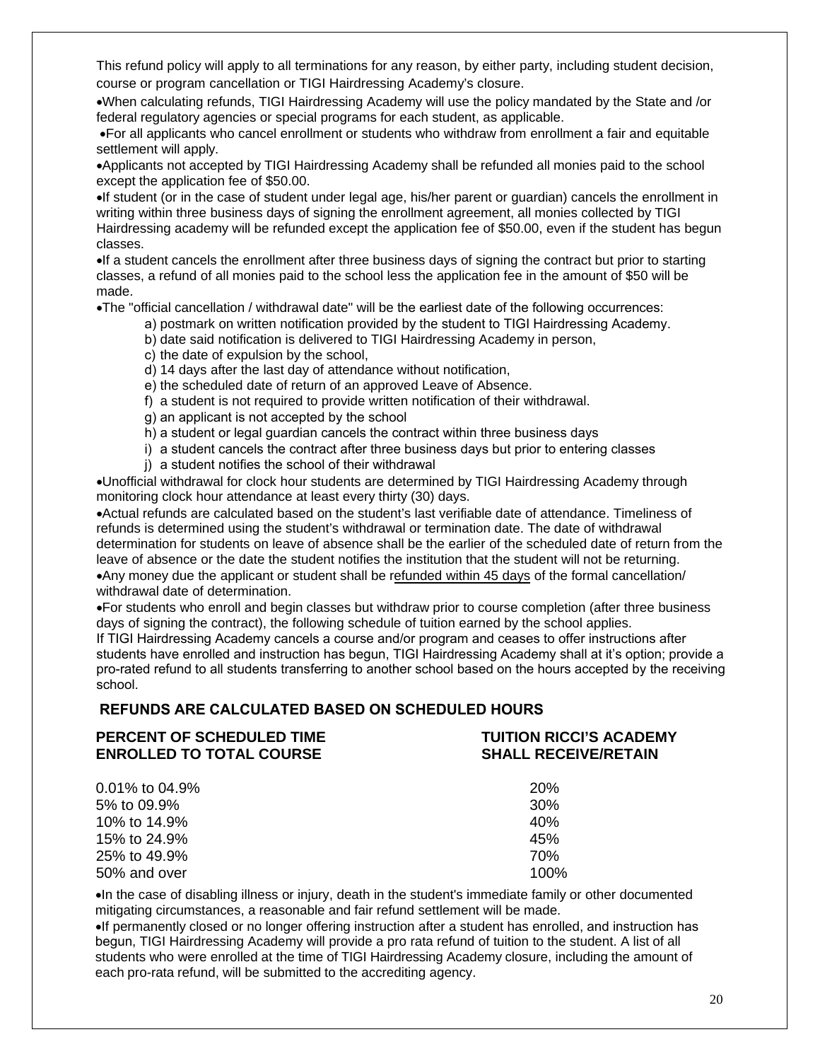This refund policy will apply to all terminations for any reason, by either party, including student decision, course or program cancellation or TIGI Hairdressing Academy's closure.

- When calculating refunds, TIGI Hairdressing Academy will use the policy mandated by the State and /or federal regulatory agencies or special programs for each student, as applicable.
- For all applicants who cancel enrollment or students who withdraw from enrollment a fair and equitable settlement will apply.
- Applicants not accepted by TIGI Hairdressing Academy shall be refunded all monies paid to the school except the application fee of $50.00.
- If student (or in the case of student under legal age, his/her parent or guardian) cancels the enrollment in writing within three business days of signing the enrollment agreement, all monies collected by TIGI Hairdressing academy will be refunded except the application fee of $50.00, even if the student has begun classes.
- If a student cancels the enrollment after three business days of signing the contract but prior to starting classes, a refund of all monies paid to the school less the application fee in the amount of $50 will be made.
- The "official cancellation / withdrawal date" will be the earliest date of the following occurrences:
  - a) postmark on written notification provided by the student to TIGI Hairdressing Academy.
  - b) date said notification is delivered to TIGI Hairdressing Academy in person,
  - c) the date of expulsion by the school,
  - d) 14 days after the last day of attendance without notification,
  - e) the scheduled date of return of an approved Leave of Absence.
  - f) a student is not required to provide written notification of their withdrawal.
  - g) an applicant is not accepted by the school
  - h) a student or legal guardian cancels the contract within three business days
  - i) a student cancels the contract after three business days but prior to entering classes
  - j) a student notifies the school of their withdrawal
- Unofficial withdrawal for clock hour students are determined by TIGI Hairdressing Academy through monitoring clock hour attendance at least every thirty (30) days.
- Actual refunds are calculated based on the student's last verifiable date of attendance. Timeliness of refunds is determined using the student's withdrawal or termination date. The date of withdrawal determination for students on leave of absence shall be the earlier of the scheduled date of return from the leave of absence or the date the student notifies the institution that the student will not be returning.
- Any money due the applicant or student shall be refunded within 45 days of the formal cancellation/ withdrawal date of determination.
- For students who enroll and begin classes but withdraw prior to course completion (after three business days of signing the contract), the following schedule of tuition earned by the school applies.

If TIGI Hairdressing Academy cancels a course and/or program and ceases to offer instructions after students have enrolled and instruction has begun, TIGI Hairdressing Academy shall at it's option; provide a pro-rated refund to all students transferring to another school based on the hours accepted by the receiving school.

## REFUNDS ARE CALCULATED BASED ON SCHEDULED HOURS

| PERCENT OF SCHEDULED TIME ENROLLED TO TOTAL COURSE | TUITION RICCI'S ACADEMY SHALL RECEIVE/RETAIN |
|---|---|
| 0.01% to 04.9% | 20% |
| 5% to 09.9% | 30% |
| 10% to 14.9% | 40% |
| 15% to 24.9% | 45% |
| 25% to 49.9% | 70% |
| 50% and over | 100% |

- In the case of disabling illness or injury, death in the student's immediate family or other documented mitigating circumstances, a reasonable and fair refund settlement will be made.
- If permanently closed or no longer offering instruction after a student has enrolled, and instruction has begun, TIGI Hairdressing Academy will provide a pro rata refund of tuition to the student. A list of all students who were enrolled at the time of TIGI Hairdressing Academy closure, including the amount of each pro-rata refund, will be submitted to the accrediting agency.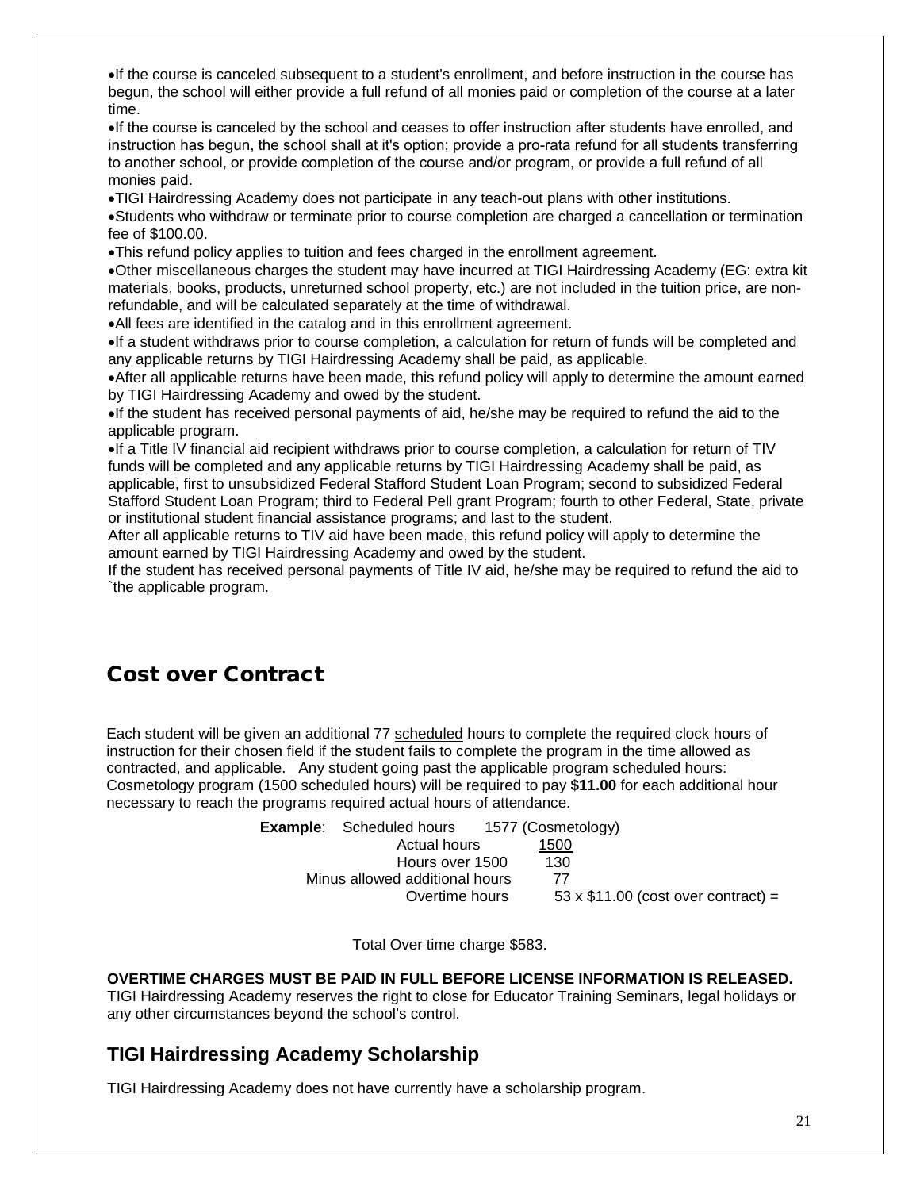- If the course is canceled subsequent to a student's enrollment, and before instruction in the course has begun, the school will either provide a full refund of all monies paid or completion of the course at a later time.
- If the course is canceled by the school and ceases to offer instruction after students have enrolled, and instruction has begun, the school shall at it's option; provide a pro-rata refund for all students transferring to another school, or provide completion of the course and/or program, or provide a full refund of all monies paid.
- TIGI Hairdressing Academy does not participate in any teach-out plans with other institutions.
- Students who withdraw or terminate prior to course completion are charged a cancellation or termination fee of $100.00.
- This refund policy applies to tuition and fees charged in the enrollment agreement.
- Other miscellaneous charges the student may have incurred at TIGI Hairdressing Academy (EG: extra kit materials, books, products, unreturned school property, etc.) are not included in the tuition price, are non-refundable, and will be calculated separately at the time of withdrawal.
- All fees are identified in the catalog and in this enrollment agreement.
- If a student withdraws prior to course completion, a calculation for return of funds will be completed and any applicable returns by TIGI Hairdressing Academy shall be paid, as applicable.
- After all applicable returns have been made, this refund policy will apply to determine the amount earned by TIGI Hairdressing Academy and owed by the student.
- If the student has received personal payments of aid, he/she may be required to refund the aid to the applicable program.
- If a Title IV financial aid recipient withdraws prior to course completion, a calculation for return of TIV funds will be completed and any applicable returns by TIGI Hairdressing Academy shall be paid, as applicable, first to unsubsidized Federal Stafford Student Loan Program; second to subsidized Federal Stafford Student Loan Program; third to Federal Pell grant Program; fourth to other Federal, State, private or institutional student financial assistance programs; and last to the student.

After all applicable returns to TIV aid have been made, this refund policy will apply to determine the amount earned by TIGI Hairdressing Academy and owed by the student.

If the student has received personal payments of Title IV aid, he/she may be required to refund the aid to `the applicable program.

## Cost over Contract

Each student will be given an additional 77 scheduled hours to complete the required clock hours of instruction for their chosen field if the student fails to complete the program in the time allowed as contracted, and applicable. Any student going past the applicable program scheduled hours: Cosmetology program (1500 scheduled hours) will be required to pay **$11.00** for each additional hour necessary to reach the programs required actual hours of attendance.

| **Example**: | |
|---|---|
| Scheduled hours | 1577 (Cosmetology) |
| Actual hours | 1500 |
| Hours over 1500 | 130 |
| Minus allowed additional hours | 77 |
| Overtime hours | 53 x $11.00 (cost over contract) = |

Total Over time charge $583.

**OVERTIME CHARGES MUST BE PAID IN FULL BEFORE LICENSE INFORMATION IS RELEASED.**

TIGI Hairdressing Academy reserves the right to close for Educator Training Seminars, legal holidays or any other circumstances beyond the school's control.

## TIGI Hairdressing Academy Scholarship

TIGI Hairdressing Academy does not have currently have a scholarship program.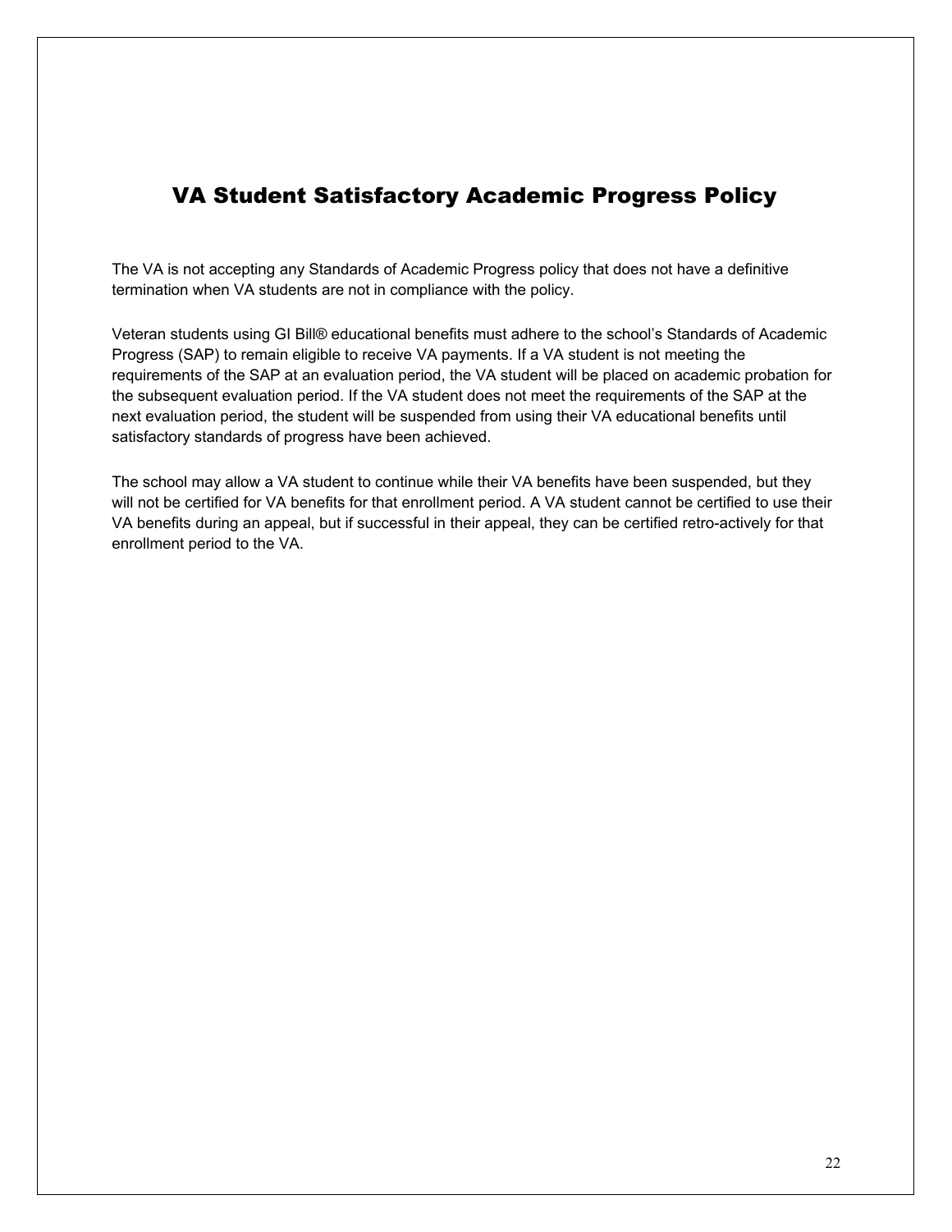# VA Student Satisfactory Academic Progress Policy

The VA is not accepting any Standards of Academic Progress policy that does not have a definitive termination when VA students are not in compliance with the policy.

Veteran students using GI Bill® educational benefits must adhere to the school's Standards of Academic Progress (SAP) to remain eligible to receive VA payments. If a VA student is not meeting the requirements of the SAP at an evaluation period, the VA student will be placed on academic probation for the subsequent evaluation period. If the VA student does not meet the requirements of the SAP at the next evaluation period, the student will be suspended from using their VA educational benefits until satisfactory standards of progress have been achieved.

The school may allow a VA student to continue while their VA benefits have been suspended, but they will not be certified for VA benefits for that enrollment period. A VA student cannot be certified to use their VA benefits during an appeal, but if successful in their appeal, they can be certified retro-actively for that enrollment period to the VA.